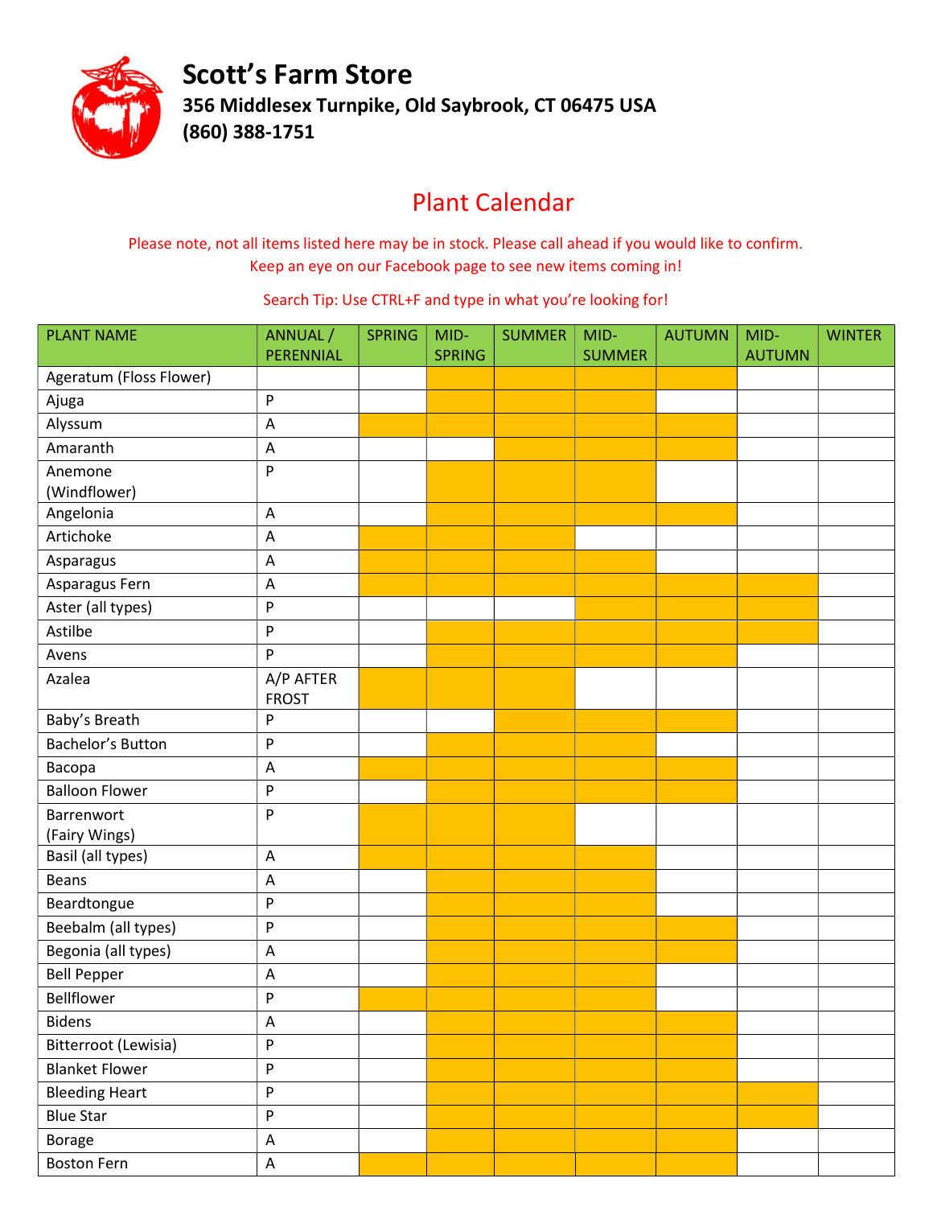# Scott's Farm Store

**356 Middlesex Turnpike, Old Saybrook, CT 06475 USA**

**(860) 388-1751**

## Plant Calendar

Please note, not all items listed here may be in stock. Please call ahead if you would like to confirm.
Keep an eye on our Facebook page to see new items coming in!

Search Tip: Use CTRL+F and type in what you're looking for!

| PLANT NAME | ANNUAL / PERENNIAL | SPRING | MID-SPRING | SUMMER | MID-SUMMER | AUTUMN | MID-AUTUMN | WINTER |
|---|---|---|---|---|---|---|---|---|
| Ageratum (Floss Flower) | | | ■ | ■ | ■ | ■ | | |
| Ajuga | P | | ■ | ■ | ■ | | | |
| Alyssum | A | ■ | ■ | ■ | ■ | ■ | | |
| Amaranth | A | | | ■ | ■ | ■ | | |
| Anemone (Windflower) | P | | ■ | ■ | ■ | | | |
| Angelonia | A | | ■ | ■ | ■ | ■ | | |
| Artichoke | A | ■ | ■ | ■ | | | | |
| Asparagus | A | ■ | ■ | ■ | ■ | | | |
| Asparagus Fern | A | ■ | ■ | ■ | ■ | ■ | ■ | |
| Aster (all types) | P | | | | ■ | ■ | ■ | |
| Astilbe | P | | ■ | ■ | ■ | ■ | ■ | |
| Avens | P | | ■ | ■ | ■ | ■ | | |
| Azalea | A/P AFTER FROST | ■ | ■ | ■ | | | | |
| Baby's Breath | P | | | ■ | ■ | ■ | | |
| Bachelor's Button | P | | ■ | ■ | ■ | | | |
| Bacopa | A | ■ | ■ | ■ | ■ | ■ | | |
| Balloon Flower | P | | ■ | ■ | ■ | ■ | | |
| Barrenwort (Fairy Wings) | P | ■ | ■ | ■ | | | | |
| Basil (all types) | A | ■ | ■ | ■ | ■ | | | |
| Beans | A | | ■ | ■ | ■ | | | |
| Beardtongue | P | | ■ | ■ | ■ | | | |
| Beebalm (all types) | P | | ■ | ■ | ■ | ■ | | |
| Begonia (all types) | A | | ■ | ■ | ■ | ■ | | |
| Bell Pepper | A | | ■ | ■ | ■ | | | |
| Bellflower | P | ■ | ■ | ■ | ■ | | | |
| Bidens | A | | ■ | ■ | ■ | ■ | | |
| Bitterroot (Lewisia) | P | | ■ | ■ | ■ | ■ | | |
| Blanket Flower | P | | ■ | ■ | ■ | ■ | | |
| Bleeding Heart | P | | ■ | ■ | ■ | ■ | ■ | |
| Blue Star | P | | ■ | ■ | ■ | ■ | ■ | |
| Borage | A | | ■ | ■ | ■ | ■ | | |
| Boston Fern | A | ■ | ■ | ■ | ■ | ■ | | |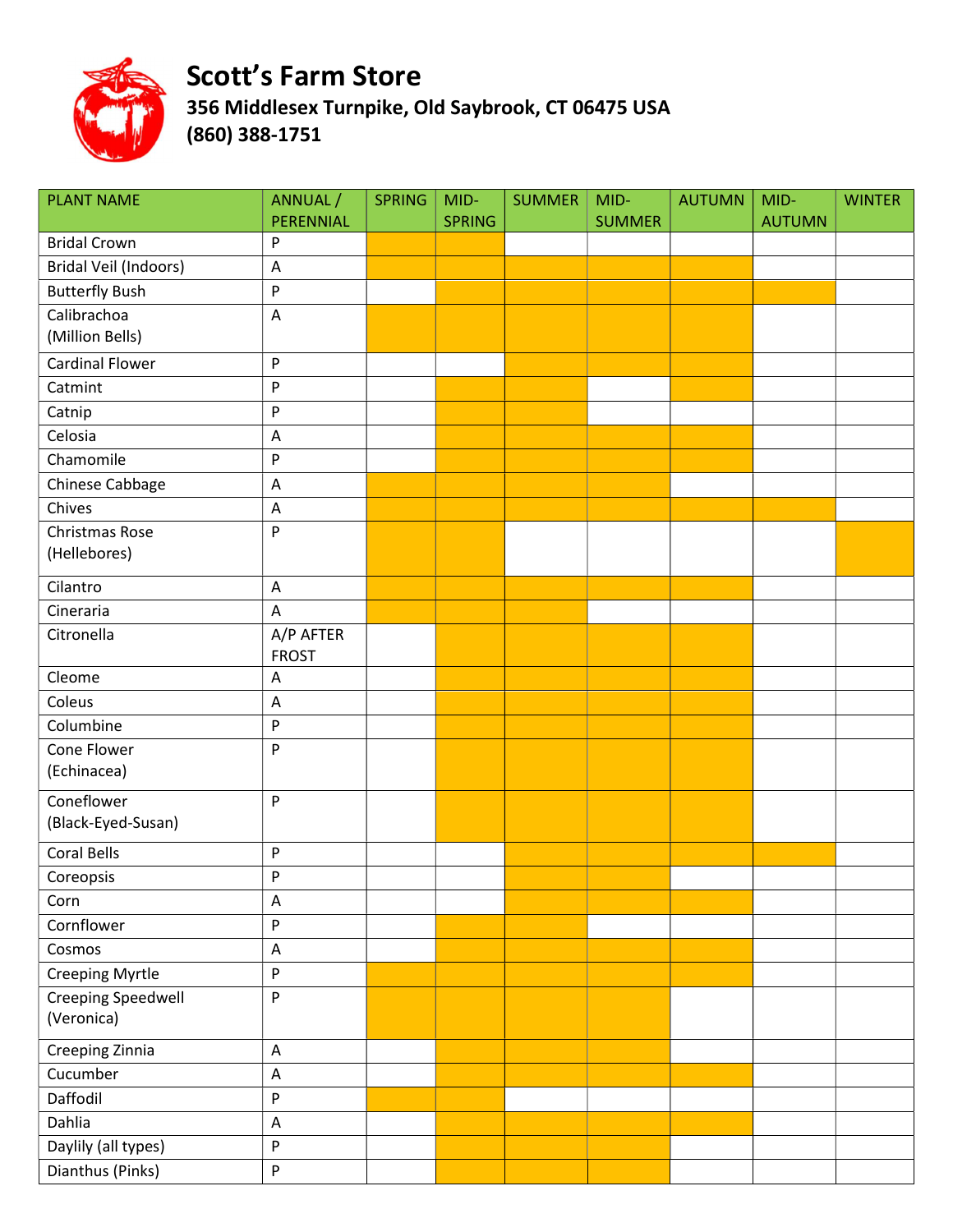# Scott's Farm Store

## 356 Middlesex Turnpike, Old Saybrook, CT 06475 USA

## (860) 388-1751

Shaded season cells are marked with X.

| PLANT NAME | ANNUAL / PERENNIAL | SPRING | MID-SPRING | SUMMER | MID-SUMMER | AUTUMN | MID-AUTUMN | WINTER |
|---|---|---|---|---|---|---|---|---|
| Bridal Crown | P | X | X | | | | | |
| Bridal Veil (Indoors) | A | X | X | X | X | X | | |
| Butterfly Bush | P | | X | X | X | X | X | |
| Calibrachoa (Million Bells) | A | X | X | X | X | X | | |
| Cardinal Flower | P | | | X | X | X | | |
| Catmint | P | | X | X | | X | | |
| Catnip | P | | X | X | | | | |
| Celosia | A | | X | X | X | X | | |
| Chamomile | P | | X | X | X | X | | |
| Chinese Cabbage | A | X | X | X | X | | | |
| Chives | A | X | X | X | X | X | X | |
| Christmas Rose (Hellebores) | P | X | X | | | | | X |
| Cilantro | A | X | X | X | X | X | | |
| Cineraria | A | X | X | X | | | | |
| Citronella | A/P AFTER FROST | | X | X | X | X | | |
| Cleome | A | | X | X | X | X | | |
| Coleus | A | | X | X | X | X | | |
| Columbine | P | | X | X | X | X | | |
| Cone Flower (Echinacea) | P | | X | X | X | X | | |
| Coneflower (Black-Eyed-Susan) | P | | X | X | X | X | | |
| Coral Bells | P | | | X | X | X | X | |
| Coreopsis | P | | | X | X | | | |
| Corn | A | | | X | X | X | | |
| Cornflower | P | | X | X | | | | |
| Cosmos | A | | X | X | X | X | | |
| Creeping Myrtle | P | X | X | X | X | X | | |
| Creeping Speedwell (Veronica) | P | X | X | X | X | | | |
| Creeping Zinnia | A | | X | X | X | | | |
| Cucumber | A | | X | X | X | X | | |
| Daffodil | P | X | X | | | | | |
| Dahlia | A | | X | X | X | X | | |
| Daylily (all types) | P | | X | X | X | | | |
| Dianthus (Pinks) | P | | X | X | X | | | |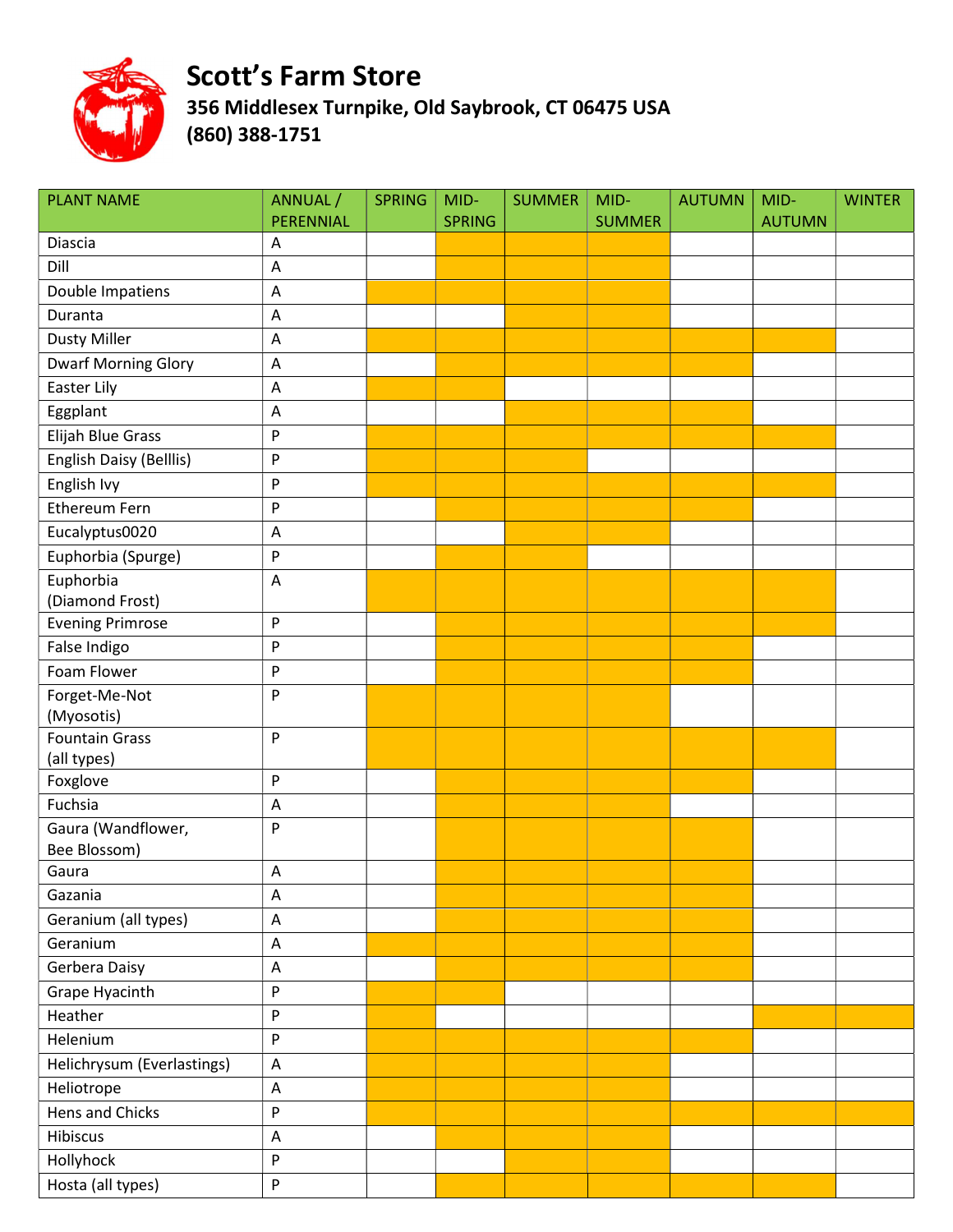# Scott's Farm Store

## 356 Middlesex Turnpike, Old Saybrook, CT 06475 USA

## (860) 388-1751

(X = shaded availability cell)

| PLANT NAME | ANNUAL / PERENNIAL | SPRING | MID-SPRING | SUMMER | MID-SUMMER | AUTUMN | MID-AUTUMN | WINTER |
|---|---|---|---|---|---|---|---|---|
| Diascia | A | | X | X | X | | | |
| Dill | A | | X | X | X | | | |
| Double Impatiens | A | X | X | X | X | | | |
| Duranta | A | | | X | X | | | |
| Dusty Miller | A | X | X | X | X | X | X | |
| Dwarf Morning Glory | A | | X | X | X | X | | |
| Easter Lily | A | X | X | | | | | |
| Eggplant | A | | | X | X | X | | |
| Elijah Blue Grass | P | X | X | X | X | X | X | |
| English Daisy (Belllis) | P | X | X | X | | | | |
| English Ivy | P | X | X | X | X | X | X | |
| Ethereum Fern | P | | X | X | X | X | | |
| Eucalyptus0020 | A | | | X | X | | | |
| Euphorbia (Spurge) | P | | X | X | | | | |
| Euphorbia (Diamond Frost) | A | X | X | X | X | X | X | |
| Evening Primrose | P | | X | X | X | X | X | |
| False Indigo | P | | X | X | X | X | | |
| Foam Flower | P | | X | X | X | X | | |
| Forget-Me-Not (Myosotis) | P | X | X | X | X | | | |
| Fountain Grass (all types) | P | X | X | X | X | X | X | |
| Foxglove | P | | X | X | X | X | | |
| Fuchsia | A | | X | X | X | | | |
| Gaura (Wandflower, Bee Blossom) | P | | X | X | X | X | | |
| Gaura | A | | X | X | X | X | | |
| Gazania | A | | X | X | X | X | | |
| Geranium (all types) | A | | X | X | X | X | | |
| Geranium | A | X | X | X | X | X | | |
| Gerbera Daisy | A | | X | X | X | X | | |
| Grape Hyacinth | P | X | X | | | | | |
| Heather | P | X | | | | | X | X |
| Helenium | P | X | X | X | X | X | | |
| Helichrysum (Everlastings) | A | X | X | X | X | | | |
| Heliotrope | A | X | X | X | X | | | |
| Hens and Chicks | P | X | X | X | X | X | X | X |
| Hibiscus | A | | X | X | X | | | |
| Hollyhock | P | | | X | X | | | |
| Hosta (all types) | P | | X | X | X | X | X | |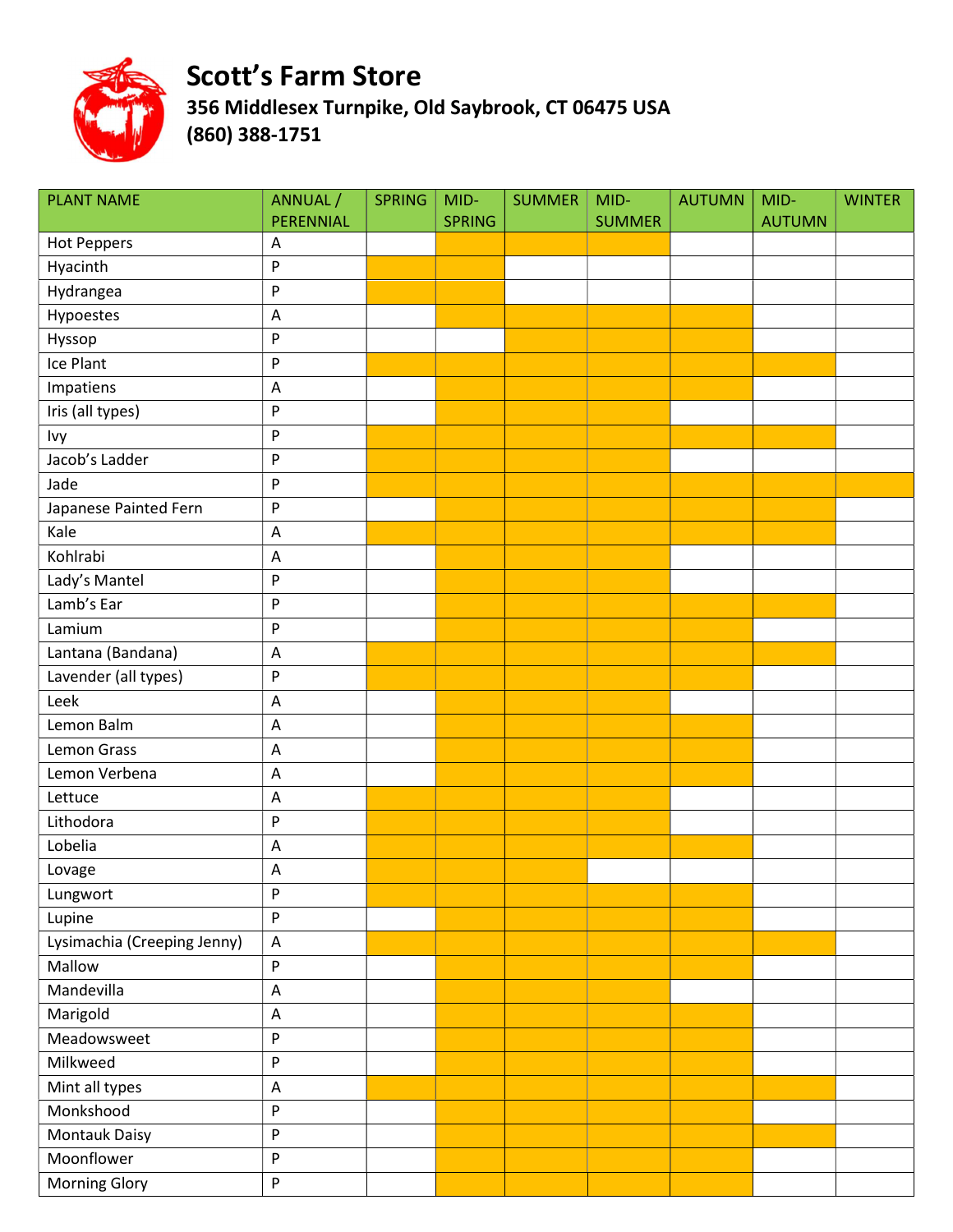# Scott's Farm Store

**356 Middlesex Turnpike, Old Saybrook, CT 06475 USA**

**(860) 388-1751**

Shaded cells in the original chart are shown as X.

| PLANT NAME | ANNUAL / PERENNIAL | SPRING | MID-SPRING | SUMMER | MID-SUMMER | AUTUMN | MID-AUTUMN | WINTER |
|---|---|---|---|---|---|---|---|---|
| Hot Peppers | A | | X | X | X | | | |
| Hyacinth | P | X | X | | | | | |
| Hydrangea | P | X | X | | | | | |
| Hypoestes | A | | X | X | X | X | | |
| Hyssop | P | | | X | X | X | | |
| Ice Plant | P | X | X | X | X | X | X | |
| Impatiens | A | | X | X | X | X | | |
| Iris (all types) | P | | X | X | X | | | |
| Ivy | P | X | X | X | X | X | X | |
| Jacob's Ladder | P | X | X | X | X | | | |
| Jade | P | X | X | X | X | X | X | X |
| Japanese Painted Fern | P | | X | X | X | X | X | |
| Kale | A | X | X | X | X | X | X | |
| Kohlrabi | A | | X | X | X | | | |
| Lady's Mantel | P | | X | X | X | | | |
| Lamb's Ear | P | | X | X | X | X | X | |
| Lamium | P | | X | X | X | X | | |
| Lantana (Bandana) | A | X | X | X | X | X | X | |
| Lavender (all types) | P | X | X | X | X | X | | |
| Leek | A | | X | X | X | | | |
| Lemon Balm | A | | X | X | X | X | | |
| Lemon Grass | A | | X | X | X | X | | |
| Lemon Verbena | A | | X | X | X | X | | |
| Lettuce | A | X | X | X | X | | | |
| Lithodora | P | X | X | X | X | | | |
| Lobelia | A | X | X | X | X | X | | |
| Lovage | A | X | X | X | | | | |
| Lungwort | P | X | X | X | X | X | | |
| Lupine | P | | X | X | X | X | | |
| Lysimachia (Creeping Jenny) | A | X | X | X | X | X | X | |
| Mallow | P | | X | X | X | X | | |
| Mandevilla | A | | X | X | X | | | |
| Marigold | A | | X | X | X | X | | |
| Meadowsweet | P | | X | X | X | X | | |
| Milkweed | P | | X | X | X | X | | |
| Mint all types | A | X | X | X | X | X | X | |
| Monkshood | P | | X | X | X | X | | |
| Montauk Daisy | P | | X | X | X | X | X | |
| Moonflower | P | | X | X | X | X | | |
| Morning Glory | P | | X | X | X | X | | |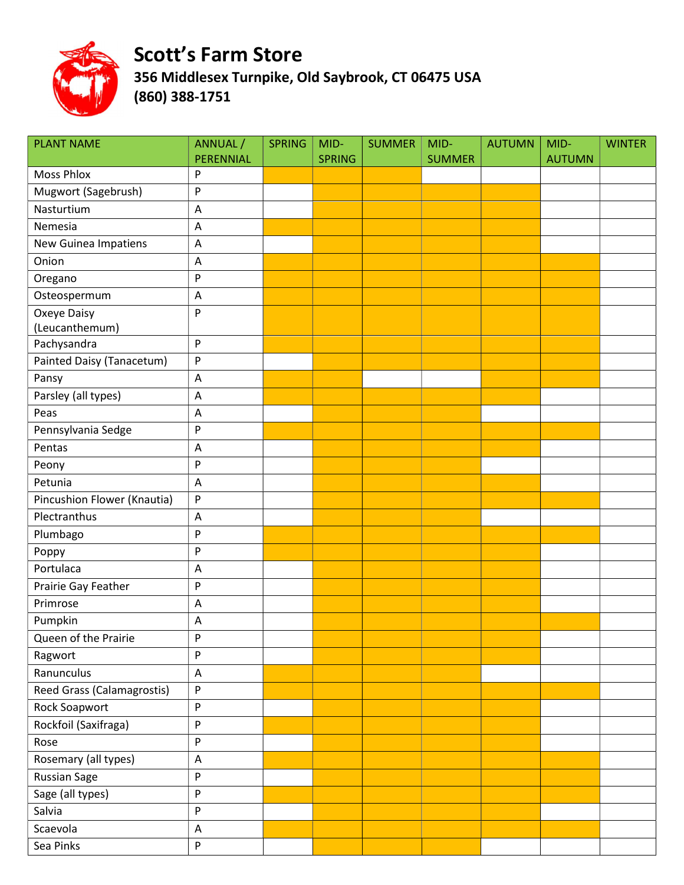# Scott's Farm Store

**356 Middlesex Turnpike, Old Saybrook, CT 06475 USA**
**(860) 388-1751**

(X = shaded cell in the original chart)

| PLANT NAME | ANNUAL / PERENNIAL | SPRING | MID-SPRING | SUMMER | MID-SUMMER | AUTUMN | MID-AUTUMN | WINTER |
|---|---|---|---|---|---|---|---|---|
| Moss Phlox | P | X | X | X | | | | |
| Mugwort (Sagebrush) | P | | X | X | X | X | | |
| Nasturtium | A | | X | X | X | X | | |
| Nemesia | A | X | X | X | X | X | | |
| New Guinea Impatiens | A | | X | X | X | X | | |
| Onion | A | X | X | X | X | X | X | |
| Oregano | P | X | X | X | X | X | X | |
| Osteospermum | A | X | X | X | X | X | X | |
| Oxeye Daisy (Leucanthemum) | P | X | X | X | X | X | X | |
| Pachysandra | P | X | X | X | X | X | X | |
| Painted Daisy (Tanacetum) | P | | X | X | X | X | X | |
| Pansy | A | X | X | | | X | X | |
| Parsley (all types) | A | X | X | X | X | X | | |
| Peas | A | | X | X | X | | | |
| Pennsylvania Sedge | P | X | X | X | X | X | X | |
| Pentas | A | | X | X | X | X | | |
| Peony | P | | X | X | X | | | |
| Petunia | A | | X | X | X | X | | |
| Pincushion Flower (Knautia) | P | | X | X | X | X | X | |
| Plectranthus | A | | X | X | X | | | |
| Plumbago | P | X | X | X | X | X | X | |
| Poppy | P | X | X | X | X | X | | |
| Portulaca | A | | X | X | X | X | | |
| Prairie Gay Feather | P | | X | X | X | X | | |
| Primrose | A | | X | X | X | X | | |
| Pumpkin | A | | X | X | X | X | X | |
| Queen of the Prairie | P | | X | X | X | X | | |
| Ragwort | P | | X | X | X | X | | |
| Ranunculus | A | X | X | X | X | | | |
| Reed Grass (Calamagrostis) | P | X | X | X | X | X | X | |
| Rock Soapwort | P | | X | X | X | X | | |
| Rockfoil (Saxifraga) | P | X | X | X | X | X | | |
| Rose | P | | X | X | X | X | | |
| Rosemary (all types) | A | X | X | X | X | X | X | |
| Russian Sage | P | | X | X | X | X | X | |
| Sage (all types) | P | X | X | X | X | X | X | |
| Salvia | P | | X | X | X | X | | |
| Scaevola | A | X | X | X | X | X | X | |
| Sea Pinks | P | | X | X | X | | | |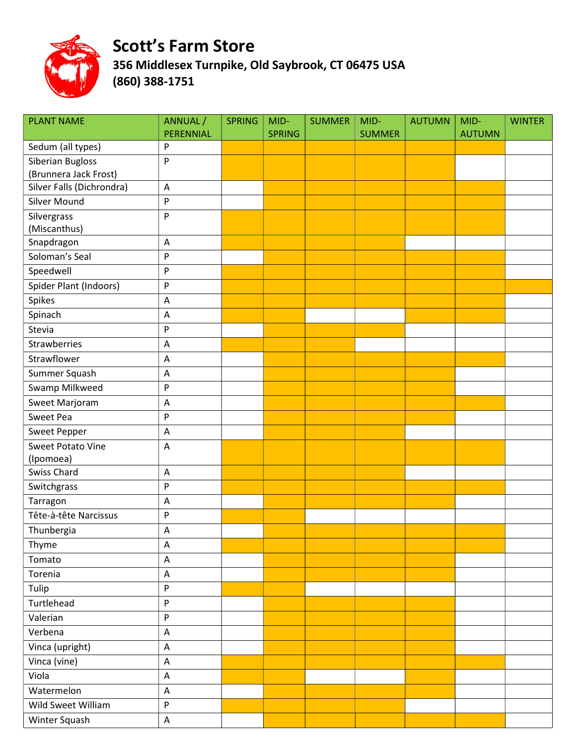# Scott's Farm Store

**356 Middlesex Turnpike, Old Saybrook, CT 06475 USA**

**(860) 388-1751**

| PLANT NAME | ANNUAL / PERENNIAL | SPRING | MID-SPRING | SUMMER | MID-SUMMER | AUTUMN | MID-AUTUMN | WINTER |
|---|---|---|---|---|---|---|---|---|
| Sedum (all types) | P | ■ | ■ | ■ | ■ | ■ | ■ | |
| Siberian Bugloss (Brunnera Jack Frost) | P | ■ | ■ | ■ | ■ | ■ | | |
| Silver Falls (Dichrondra) | A | | ■ | ■ | ■ | ■ | ■ | |
| Silver Mound | P | | ■ | ■ | ■ | ■ | ■ | |
| Silvergrass (Miscanthus) | P | ■ | ■ | ■ | ■ | ■ | ■ | |
| Snapdragon | A | ■ | ■ | ■ | ■ | | | |
| Soloman's Seal | P | | ■ | ■ | ■ | ■ | ■ | |
| Speedwell | P | ■ | ■ | ■ | ■ | ■ | ■ | |
| Spider Plant (Indoors) | P | ■ | ■ | ■ | ■ | ■ | ■ | ■ |
| Spikes | A | ■ | ■ | ■ | ■ | ■ | ■ | |
| Spinach | A | ■ | ■ | | | ■ | ■ | |
| Stevia | P | | ■ | ■ | ■ | | | |
| Strawberries | A | ■ | ■ | ■ | | | | |
| Strawflower | A | | ■ | ■ | ■ | ■ | ■ | |
| Summer Squash | A | | ■ | ■ | ■ | ■ | | |
| Swamp Milkweed | P | | ■ | ■ | ■ | ■ | | |
| Sweet Marjoram | A | | ■ | ■ | ■ | ■ | ■ | |
| Sweet Pea | P | | ■ | ■ | ■ | ■ | | |
| Sweet Pepper | A | | ■ | ■ | ■ | | | |
| Sweet Potato Vine (Ipomoea) | A | ■ | ■ | ■ | ■ | ■ | ■ | |
| Swiss Chard | A | ■ | ■ | ■ | ■ | | | |
| Switchgrass | P | ■ | ■ | ■ | ■ | ■ | ■ | |
| Tarragon | A | | ■ | ■ | ■ | ■ | | |
| Tête-à-tête Narcissus | P | ■ | ■ | | | | | |
| Thunbergia | A | | ■ | ■ | ■ | ■ | ■ | |
| Thyme | A | ■ | ■ | ■ | ■ | ■ | ■ | |
| Tomato | A | | ■ | ■ | ■ | ■ | | |
| Torenia | A | | ■ | ■ | ■ | ■ | | |
| Tulip | P | ■ | ■ | | | | | |
| Turtlehead | P | | ■ | ■ | ■ | ■ | | |
| Valerian | P | | ■ | ■ | ■ | ■ | | |
| Verbena | A | | ■ | ■ | ■ | ■ | | |
| Vinca (upright) | A | | ■ | ■ | ■ | ■ | | |
| Vinca (vine) | A | ■ | ■ | ■ | ■ | ■ | ■ | |
| Viola | A | ■ | ■ | | | ■ | | |
| Watermelon | A | | ■ | ■ | ■ | ■ | | |
| Wild Sweet William | P | ■ | ■ | ■ | ■ | | | |
| Winter Squash | A | | ■ | ■ | ■ | ■ | ■ | |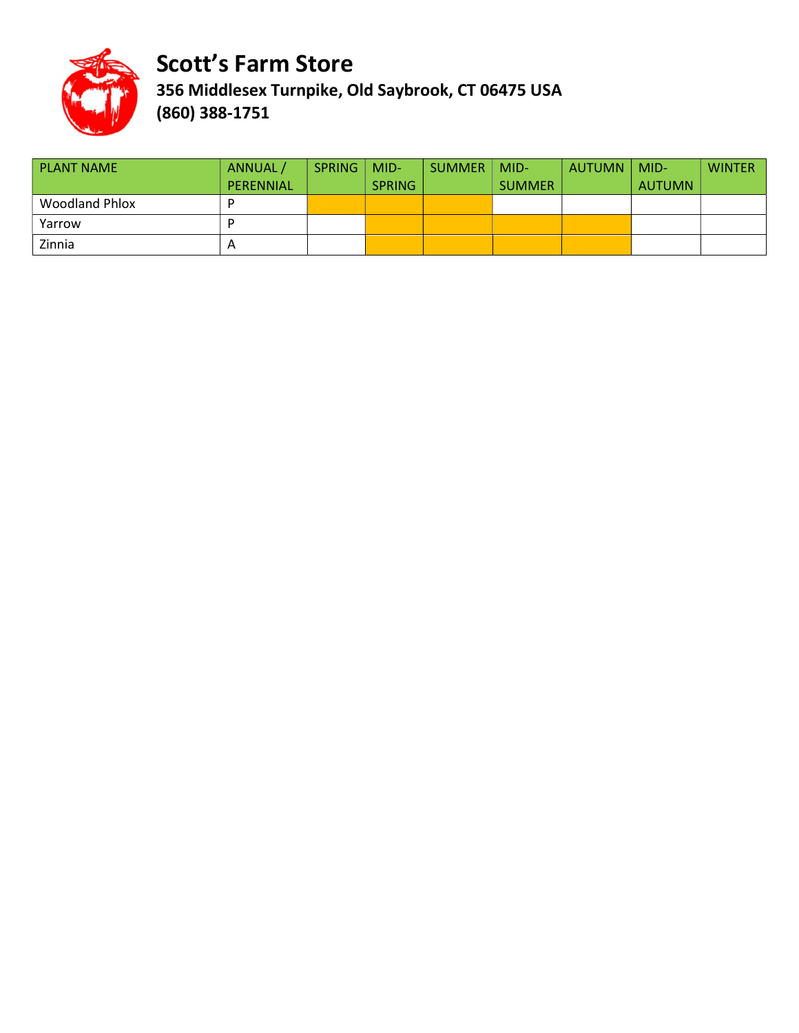# Scott's Farm Store

**356 Middlesex Turnpike, Old Saybrook, CT 06475 USA**
**(860) 388-1751**

| PLANT NAME | ANNUAL / PERENNIAL | SPRING | MID-SPRING | SUMMER | MID-SUMMER | AUTUMN | MID-AUTUMN | WINTER |
|---|---|---|---|---|---|---|---|---|
| Woodland Phlox | P | | | | | | | |
| Yarrow | P | | | | | | | |
| Zinnia | A | | | | | | | |